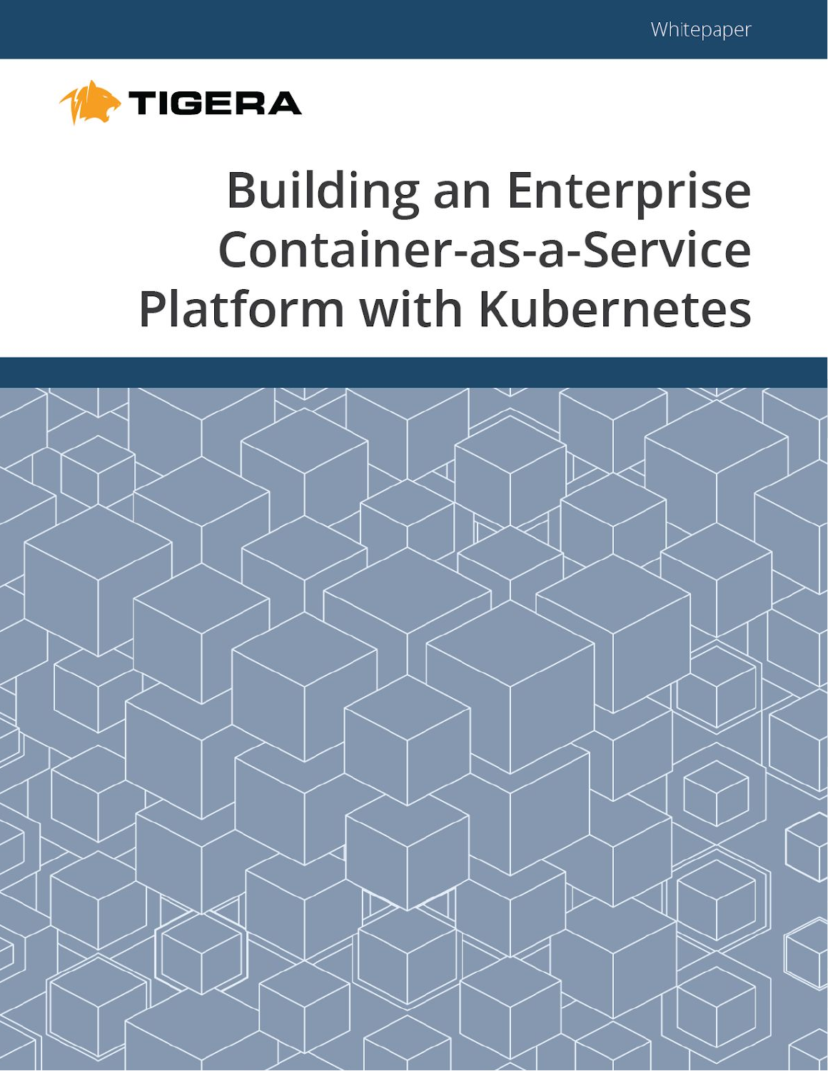Whitepaper

TIGERA

# Building an Enterprise Container-as-a-Service Platform with Kubernetes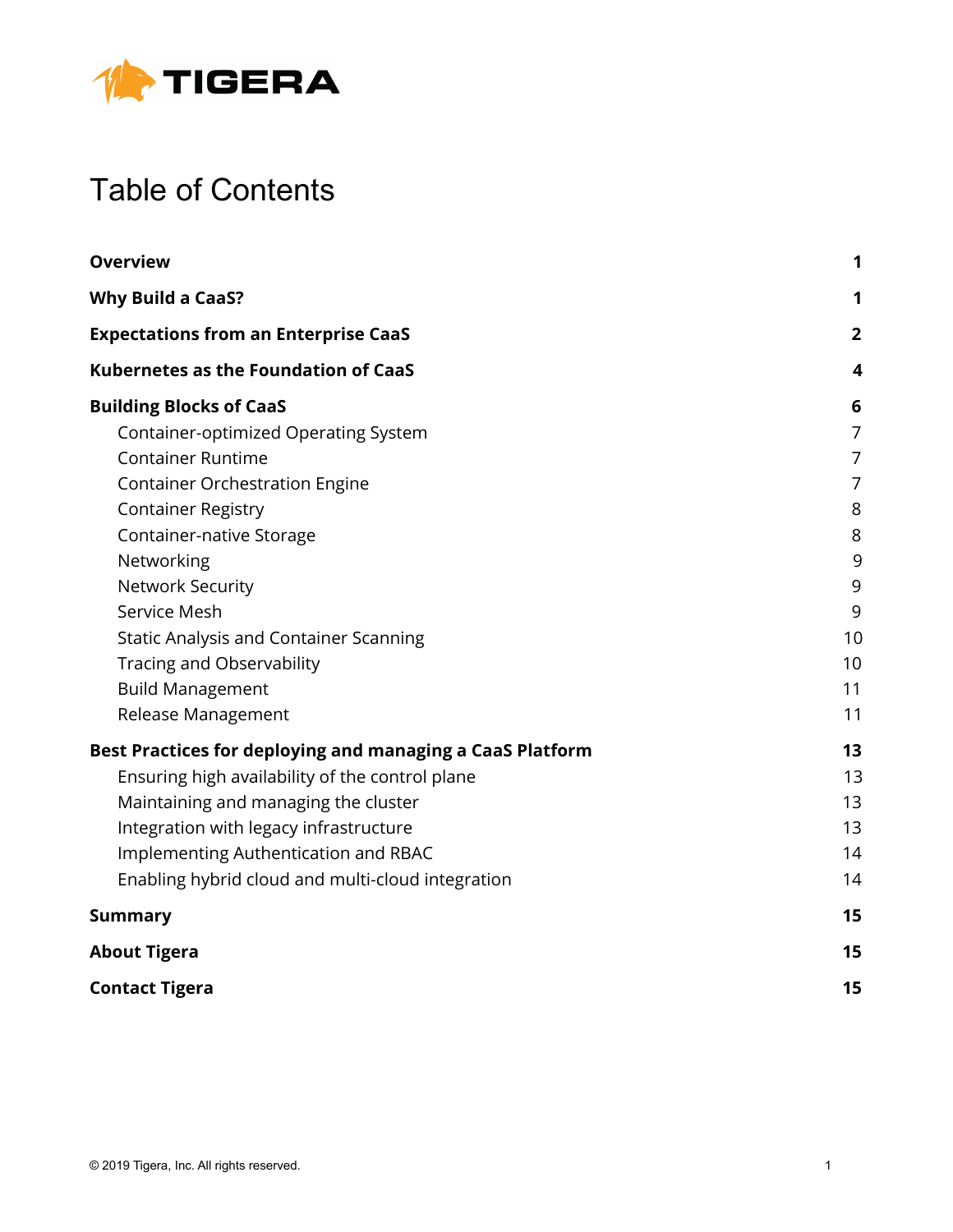# Table of Contents

| | |
|---|---|
| **Overview** | **1** |
| **Why Build a CaaS?** | **1** |
| **Expectations from an Enterprise CaaS** | **2** |
| **Kubernetes as the Foundation of CaaS** | **4** |
| **Building Blocks of CaaS** | **6** |
| Container-optimized Operating System | 7 |
| Container Runtime | 7 |
| Container Orchestration Engine | 7 |
| Container Registry | 8 |
| Container-native Storage | 8 |
| Networking | 9 |
| Network Security | 9 |
| Service Mesh | 9 |
| Static Analysis and Container Scanning | 10 |
| Tracing and Observability | 10 |
| Build Management | 11 |
| Release Management | 11 |
| **Best Practices for deploying and managing a CaaS Platform** | **13** |
| Ensuring high availability of the control plane | 13 |
| Maintaining and managing the cluster | 13 |
| Integration with legacy infrastructure | 13 |
| Implementing Authentication and RBAC | 14 |
| Enabling hybrid cloud and multi-cloud integration | 14 |
| **Summary** | **15** |
| **About Tigera** | **15** |
| **Contact Tigera** | **15** |

© 2019 Tigera, Inc. All rights reserved.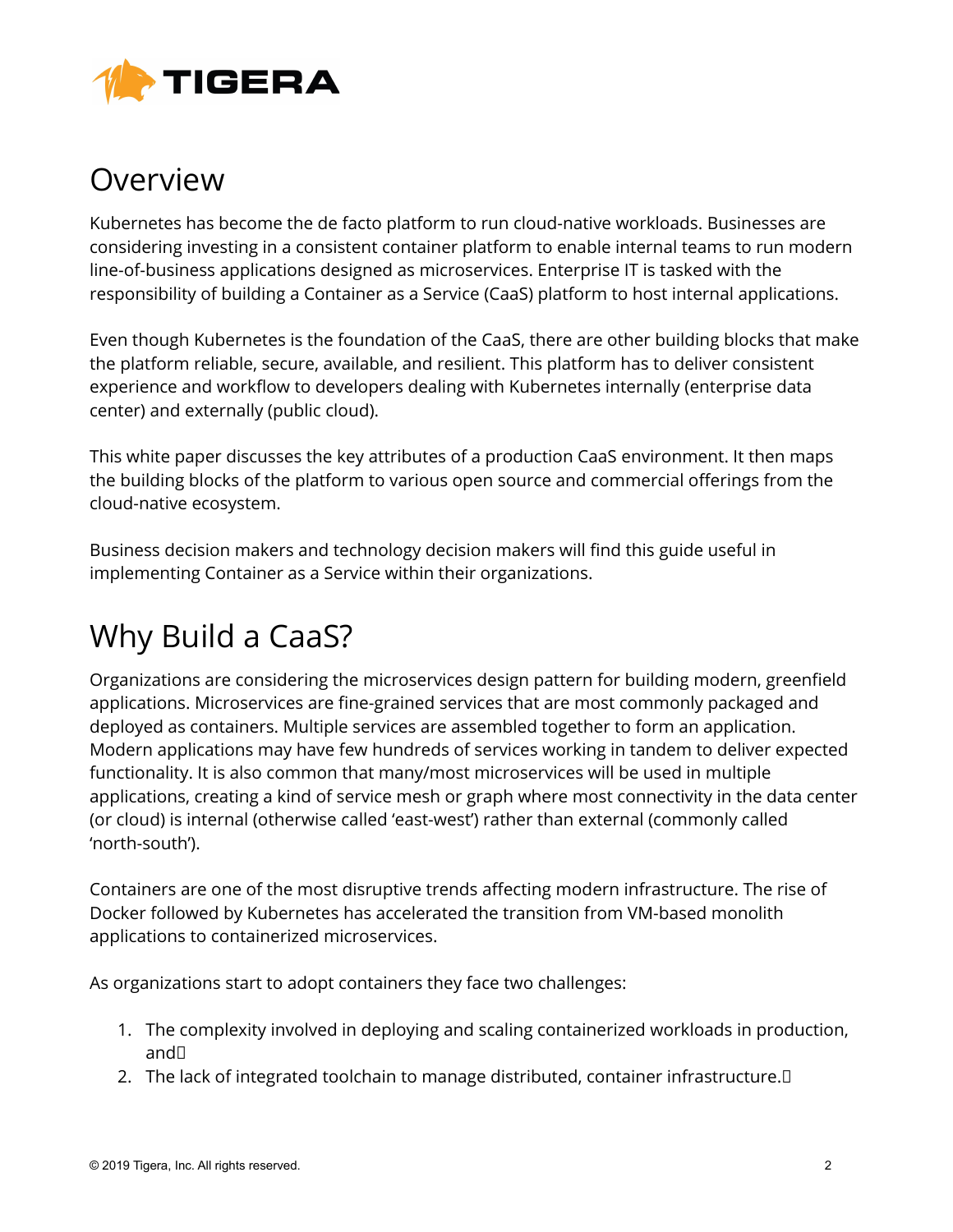## Overview

Kubernetes has become the de facto platform to run cloud-native workloads. Businesses are considering investing in a consistent container platform to enable internal teams to run modern line-of-business applications designed as microservices. Enterprise IT is tasked with the responsibility of building a Container as a Service (CaaS) platform to host internal applications.

Even though Kubernetes is the foundation of the CaaS, there are other building blocks that make the platform reliable, secure, available, and resilient. This platform has to deliver consistent experience and workflow to developers dealing with Kubernetes internally (enterprise data center) and externally (public cloud).

This white paper discusses the key attributes of a production CaaS environment. It then maps the building blocks of the platform to various open source and commercial offerings from the cloud-native ecosystem.

Business decision makers and technology decision makers will find this guide useful in implementing Container as a Service within their organizations.

## Why Build a CaaS?

Organizations are considering the microservices design pattern for building modern, greenfield applications. Microservices are fine-grained services that are most commonly packaged and deployed as containers. Multiple services are assembled together to form an application. Modern applications may have few hundreds of services working in tandem to deliver expected functionality. It is also common that many/most microservices will be used in multiple applications, creating a kind of service mesh or graph where most connectivity in the data center (or cloud) is internal (otherwise called 'east-west') rather than external (commonly called 'north-south').

Containers are one of the most disruptive trends affecting modern infrastructure. The rise of Docker followed by Kubernetes has accelerated the transition from VM-based monolith applications to containerized microservices.

As organizations start to adopt containers they face two challenges:

1. The complexity involved in deploying and scaling containerized workloads in production, and
2. The lack of integrated toolchain to manage distributed, container infrastructure.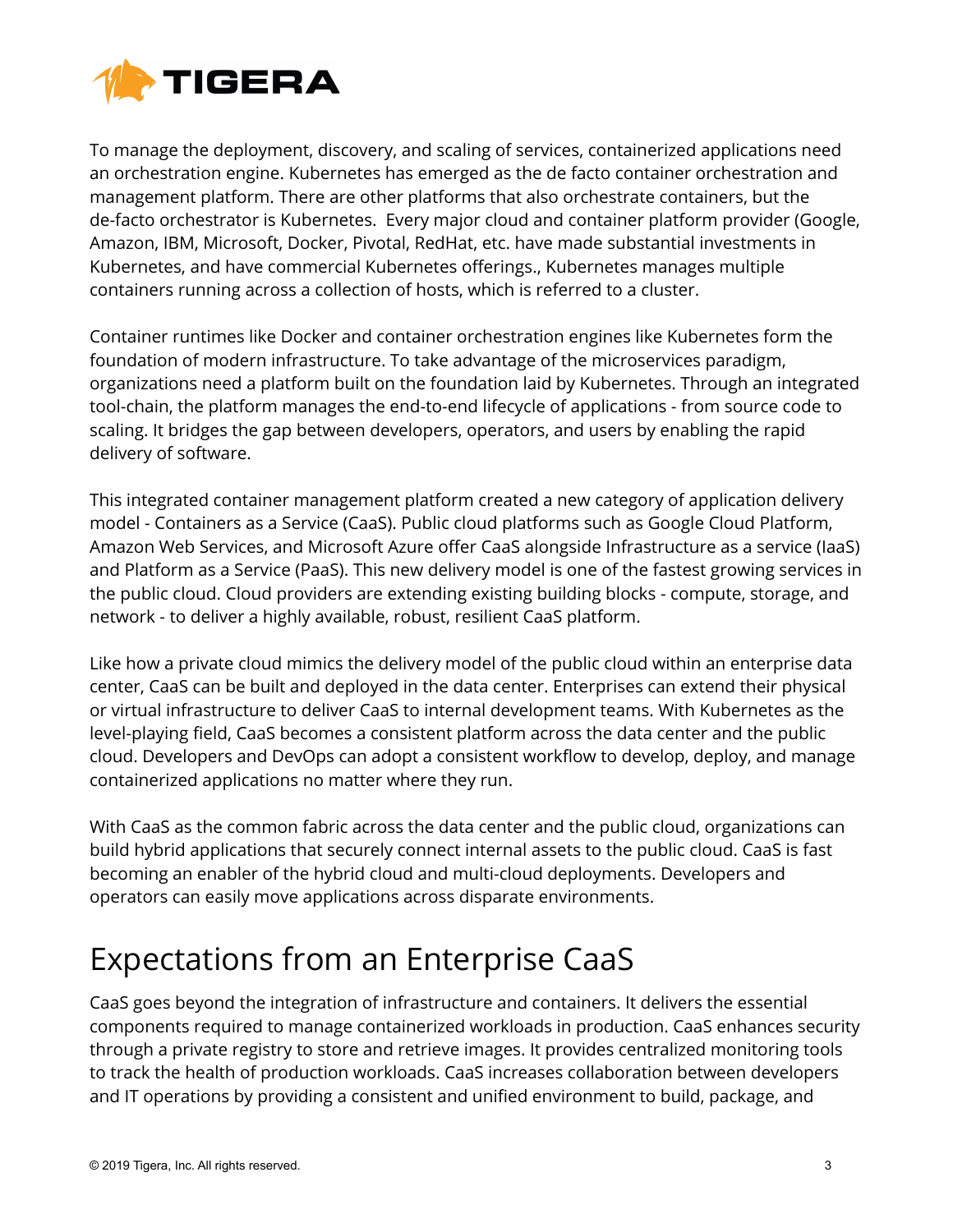To manage the deployment, discovery, and scaling of services, containerized applications need an orchestration engine. Kubernetes has emerged as the de facto container orchestration and management platform. There are other platforms that also orchestrate containers, but the de-facto orchestrator is Kubernetes.  Every major cloud and container platform provider (Google, Amazon, IBM, Microsoft, Docker, Pivotal, RedHat, etc. have made substantial investments in Kubernetes, and have commercial Kubernetes offerings., Kubernetes manages multiple containers running across a collection of hosts, which is referred to a cluster.

Container runtimes like Docker and container orchestration engines like Kubernetes form the foundation of modern infrastructure. To take advantage of the microservices paradigm, organizations need a platform built on the foundation laid by Kubernetes. Through an integrated tool-chain, the platform manages the end-to-end lifecycle of applications - from source code to scaling. It bridges the gap between developers, operators, and users by enabling the rapid delivery of software.

This integrated container management platform created a new category of application delivery model - Containers as a Service (CaaS). Public cloud platforms such as Google Cloud Platform, Amazon Web Services, and Microsoft Azure offer CaaS alongside Infrastructure as a service (IaaS) and Platform as a Service (PaaS). This new delivery model is one of the fastest growing services in the public cloud. Cloud providers are extending existing building blocks - compute, storage, and network - to deliver a highly available, robust, resilient CaaS platform.

Like how a private cloud mimics the delivery model of the public cloud within an enterprise data center, CaaS can be built and deployed in the data center. Enterprises can extend their physical or virtual infrastructure to deliver CaaS to internal development teams. With Kubernetes as the level-playing field, CaaS becomes a consistent platform across the data center and the public cloud. Developers and DevOps can adopt a consistent workflow to develop, deploy, and manage containerized applications no matter where they run.

With CaaS as the common fabric across the data center and the public cloud, organizations can build hybrid applications that securely connect internal assets to the public cloud. CaaS is fast becoming an enabler of the hybrid cloud and multi-cloud deployments. Developers and operators can easily move applications across disparate environments.

# Expectations from an Enterprise CaaS

CaaS goes beyond the integration of infrastructure and containers. It delivers the essential components required to manage containerized workloads in production. CaaS enhances security through a private registry to store and retrieve images. It provides centralized monitoring tools to track the health of production workloads. CaaS increases collaboration between developers and IT operations by providing a consistent and unified environment to build, package, and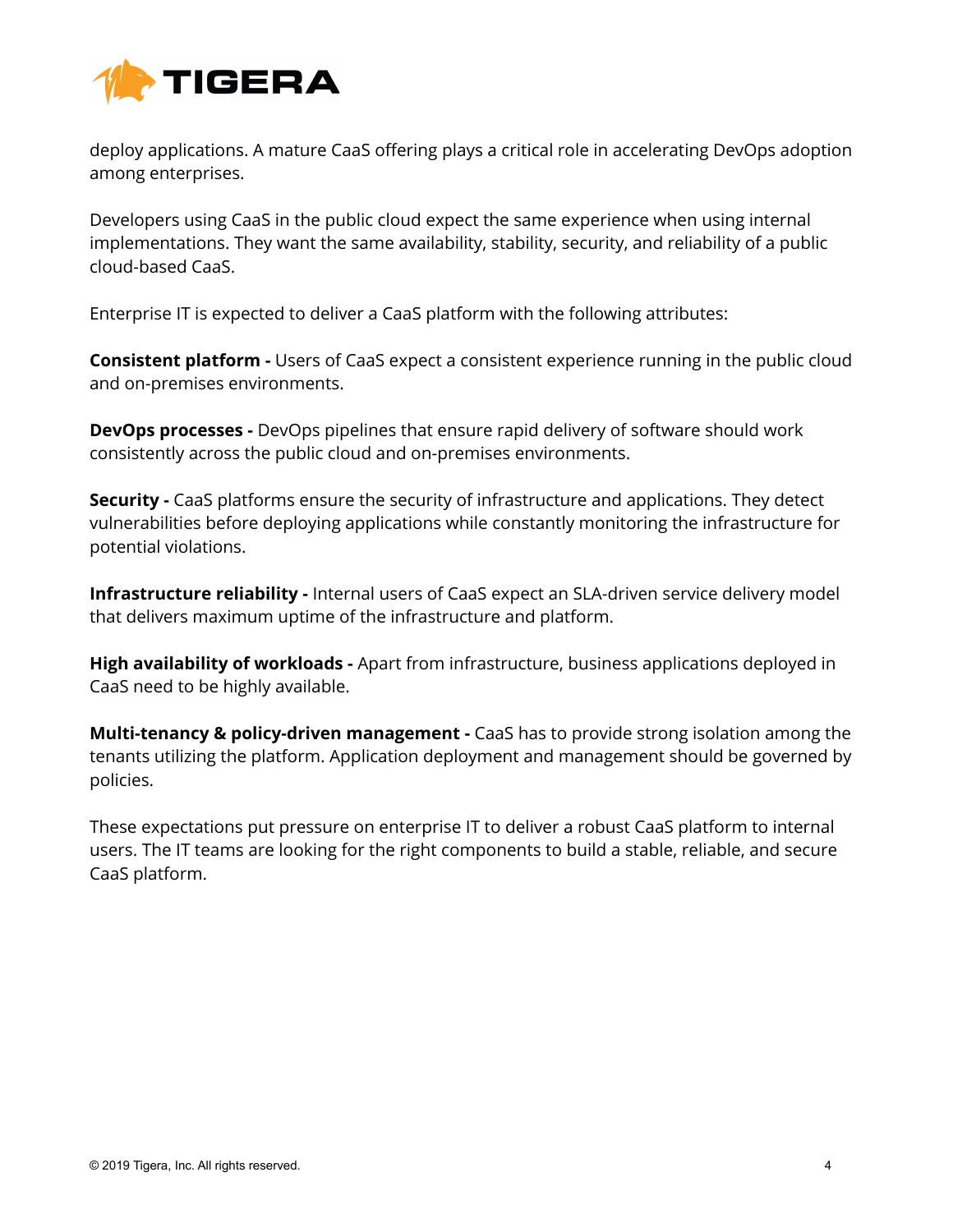deploy applications. A mature CaaS offering plays a critical role in accelerating DevOps adoption among enterprises.

Developers using CaaS in the public cloud expect the same experience when using internal implementations. They want the same availability, stability, security, and reliability of a public cloud-based CaaS.

Enterprise IT is expected to deliver a CaaS platform with the following attributes:

**Consistent platform -** Users of CaaS expect a consistent experience running in the public cloud and on-premises environments.

**DevOps processes -** DevOps pipelines that ensure rapid delivery of software should work consistently across the public cloud and on-premises environments.

**Security -** CaaS platforms ensure the security of infrastructure and applications. They detect vulnerabilities before deploying applications while constantly monitoring the infrastructure for potential violations.

**Infrastructure reliability -** Internal users of CaaS expect an SLA-driven service delivery model that delivers maximum uptime of the infrastructure and platform.

**High availability of workloads -** Apart from infrastructure, business applications deployed in CaaS need to be highly available.

**Multi-tenancy & policy-driven management -** CaaS has to provide strong isolation among the tenants utilizing the platform. Application deployment and management should be governed by policies.

These expectations put pressure on enterprise IT to deliver a robust CaaS platform to internal users. The IT teams are looking for the right components to build a stable, reliable, and secure CaaS platform.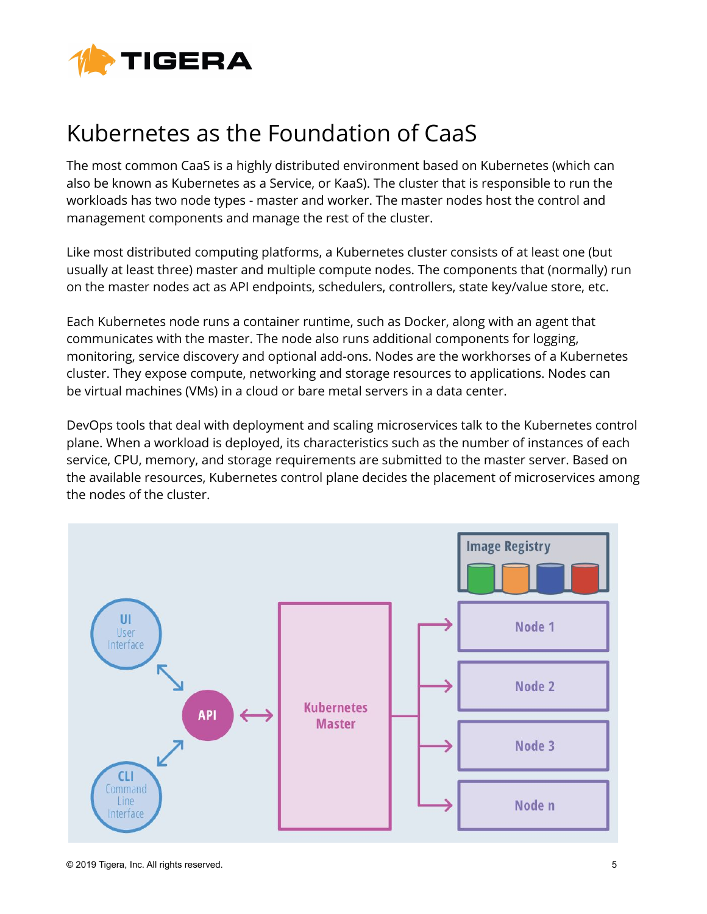# Kubernetes as the Foundation of CaaS

The most common CaaS is a highly distributed environment based on Kubernetes (which can also be known as Kubernetes as a Service, or KaaS). The cluster that is responsible to run the workloads has two node types - master and worker. The master nodes host the control and management components and manage the rest of the cluster.

Like most distributed computing platforms, a Kubernetes cluster consists of at least one (but usually at least three) master and multiple compute nodes. The components that (normally) run on the master nodes act as API endpoints, schedulers, controllers, state key/value store, etc.

Each Kubernetes node runs a container runtime, such as Docker, along with an agent that communicates with the master. The node also runs additional components for logging, monitoring, service discovery and optional add-ons. Nodes are the workhorses of a Kubernetes cluster. They expose compute, networking and storage resources to applications. Nodes can be virtual machines (VMs) in a cloud or bare metal servers in a data center.

DevOps tools that deal with deployment and scaling microservices talk to the Kubernetes control plane. When a workload is deployed, its characteristics such as the number of instances of each service, CPU, memory, and storage requirements are submitted to the master server. Based on the available resources, Kubernetes control plane decides the placement of microservices among the nodes of the cluster.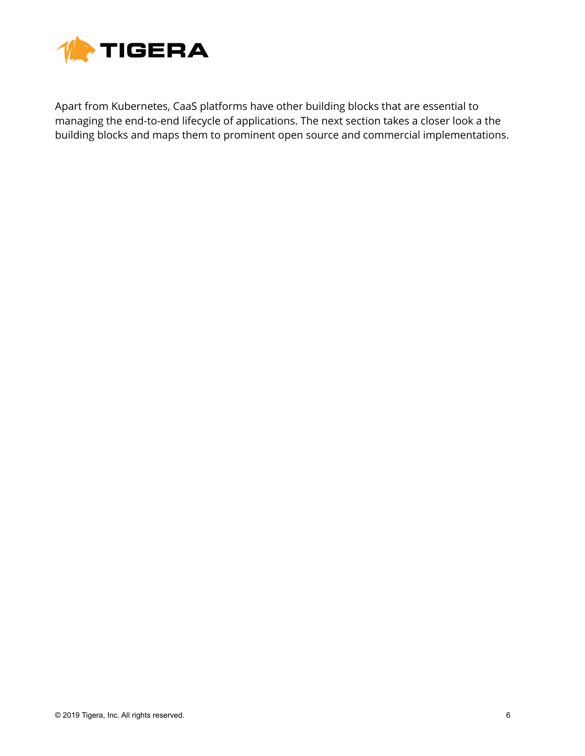Apart from Kubernetes, CaaS platforms have other building blocks that are essential to managing the end-to-end lifecycle of applications. The next section takes a closer look a the building blocks and maps them to prominent open source and commercial implementations.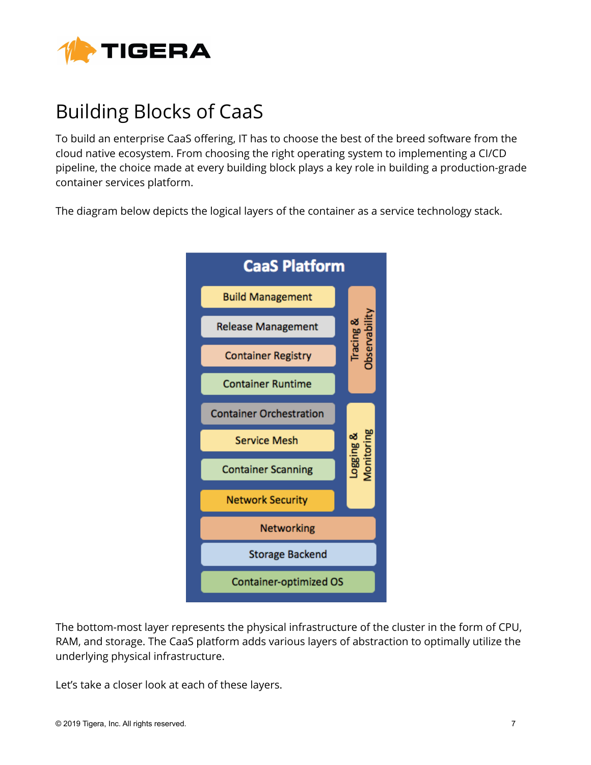# Building Blocks of CaaS

To build an enterprise CaaS offering, IT has to choose the best of the breed software from the cloud native ecosystem. From choosing the right operating system to implementing a CI/CD pipeline, the choice made at every building block plays a key role in building a production-grade container services platform.

The diagram below depicts the logical layers of the container as a service technology stack.

**CaaS Platform**

- Build Management
- Release Management
- Container Registry
- Container Runtime
- Container Orchestration
- Service Mesh
- Container Scanning
- Network Security
- Networking
- Storage Backend
- Container-optimized OS

Tracing & Observability

Logging & Monitoring

The bottom-most layer represents the physical infrastructure of the cluster in the form of CPU, RAM, and storage. The CaaS platform adds various layers of abstraction to optimally utilize the underlying physical infrastructure.

Let's take a closer look at each of these layers.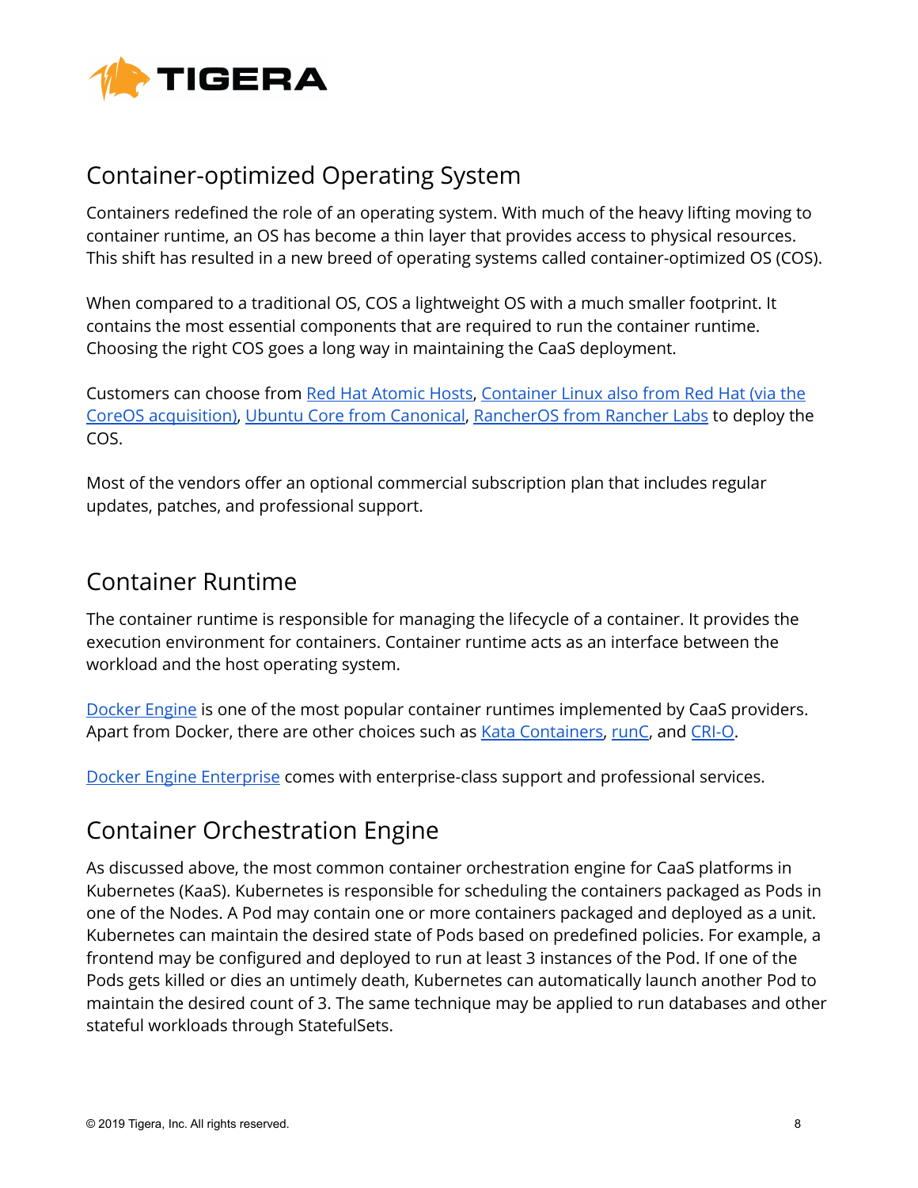## Container-optimized Operating System

Containers redefined the role of an operating system. With much of the heavy lifting moving to container runtime, an OS has become a thin layer that provides access to physical resources. This shift has resulted in a new breed of operating systems called container-optimized OS (COS).

When compared to a traditional OS, COS a lightweight OS with a much smaller footprint. It contains the most essential components that are required to run the container runtime. Choosing the right COS goes a long way in maintaining the CaaS deployment.

Customers can choose from Red Hat Atomic Hosts, Container Linux also from Red Hat (via the CoreOS acquisition), Ubuntu Core from Canonical, RancherOS from Rancher Labs to deploy the COS.

Most of the vendors offer an optional commercial subscription plan that includes regular updates, patches, and professional support.

## Container Runtime

The container runtime is responsible for managing the lifecycle of a container. It provides the execution environment for containers. Container runtime acts as an interface between the workload and the host operating system.

Docker Engine is one of the most popular container runtimes implemented by CaaS providers. Apart from Docker, there are other choices such as Kata Containers, runC, and CRI-O.

Docker Engine Enterprise comes with enterprise-class support and professional services.

## Container Orchestration Engine

As discussed above, the most common container orchestration engine for CaaS platforms in Kubernetes (KaaS). Kubernetes is responsible for scheduling the containers packaged as Pods in one of the Nodes. A Pod may contain one or more containers packaged and deployed as a unit. Kubernetes can maintain the desired state of Pods based on predefined policies. For example, a frontend may be configured and deployed to run at least 3 instances of the Pod. If one of the Pods gets killed or dies an untimely death, Kubernetes can automatically launch another Pod to maintain the desired count of 3. The same technique may be applied to run databases and other stateful workloads through StatefulSets.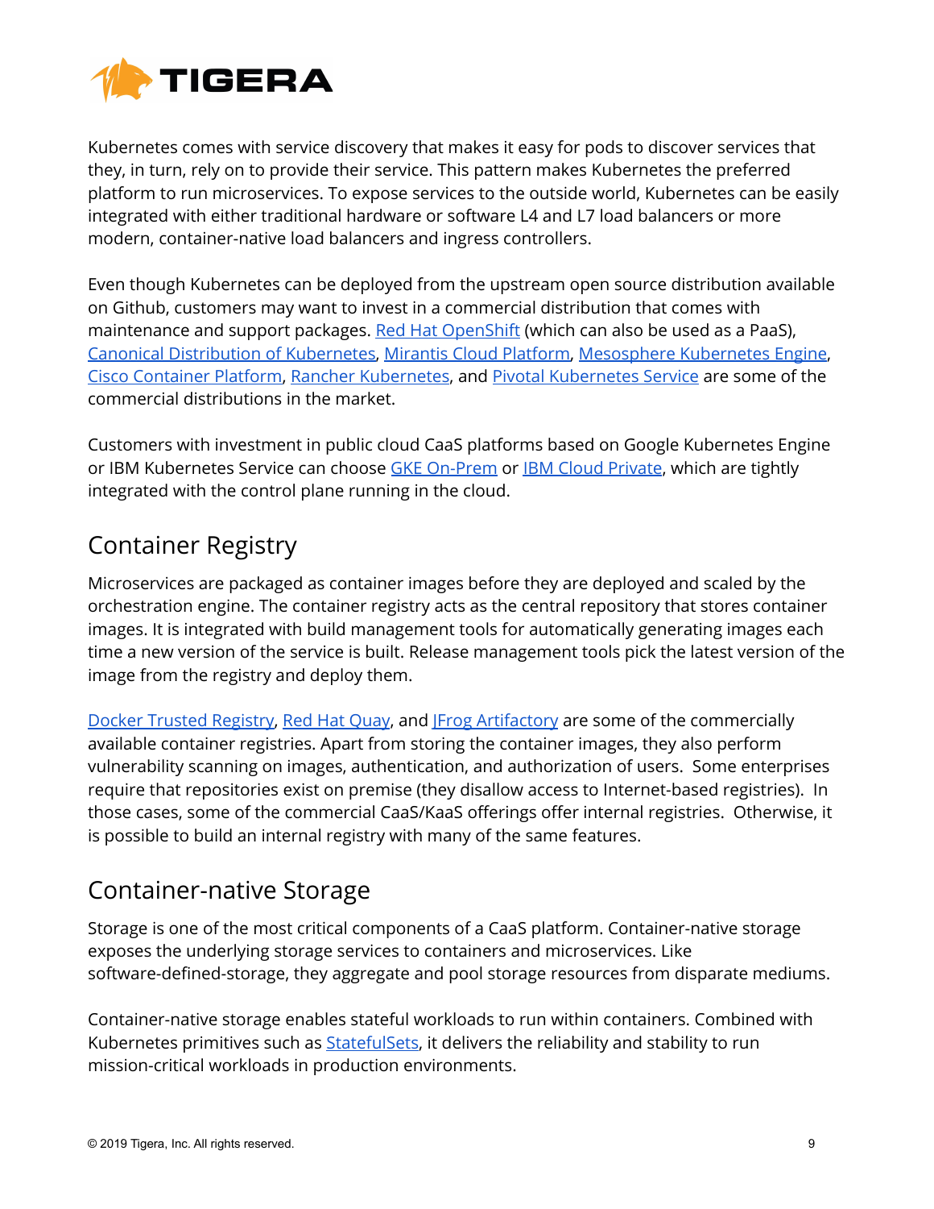Kubernetes comes with service discovery that makes it easy for pods to discover services that they, in turn, rely on to provide their service. This pattern makes Kubernetes the preferred platform to run microservices. To expose services to the outside world, Kubernetes can be easily integrated with either traditional hardware or software L4 and L7 load balancers or more modern, container-native load balancers and ingress controllers.

Even though Kubernetes can be deployed from the upstream open source distribution available on Github, customers may want to invest in a commercial distribution that comes with maintenance and support packages. Red Hat OpenShift (which can also be used as a PaaS), Canonical Distribution of Kubernetes, Mirantis Cloud Platform, Mesosphere Kubernetes Engine, Cisco Container Platform, Rancher Kubernetes, and Pivotal Kubernetes Service are some of the commercial distributions in the market.

Customers with investment in public cloud CaaS platforms based on Google Kubernetes Engine or IBM Kubernetes Service can choose GKE On-Prem or IBM Cloud Private, which are tightly integrated with the control plane running in the cloud.

## Container Registry

Microservices are packaged as container images before they are deployed and scaled by the orchestration engine. The container registry acts as the central repository that stores container images. It is integrated with build management tools for automatically generating images each time a new version of the service is built. Release management tools pick the latest version of the image from the registry and deploy them.

Docker Trusted Registry, Red Hat Quay, and JFrog Artifactory are some of the commercially available container registries. Apart from storing the container images, they also perform vulnerability scanning on images, authentication, and authorization of users. Some enterprises require that repositories exist on premise (they disallow access to Internet-based registries). In those cases, some of the commercial CaaS/KaaS offerings offer internal registries. Otherwise, it is possible to build an internal registry with many of the same features.

## Container-native Storage

Storage is one of the most critical components of a CaaS platform. Container-native storage exposes the underlying storage services to containers and microservices. Like software-defined-storage, they aggregate and pool storage resources from disparate mediums.

Container-native storage enables stateful workloads to run within containers. Combined with Kubernetes primitives such as StatefulSets, it delivers the reliability and stability to run mission-critical workloads in production environments.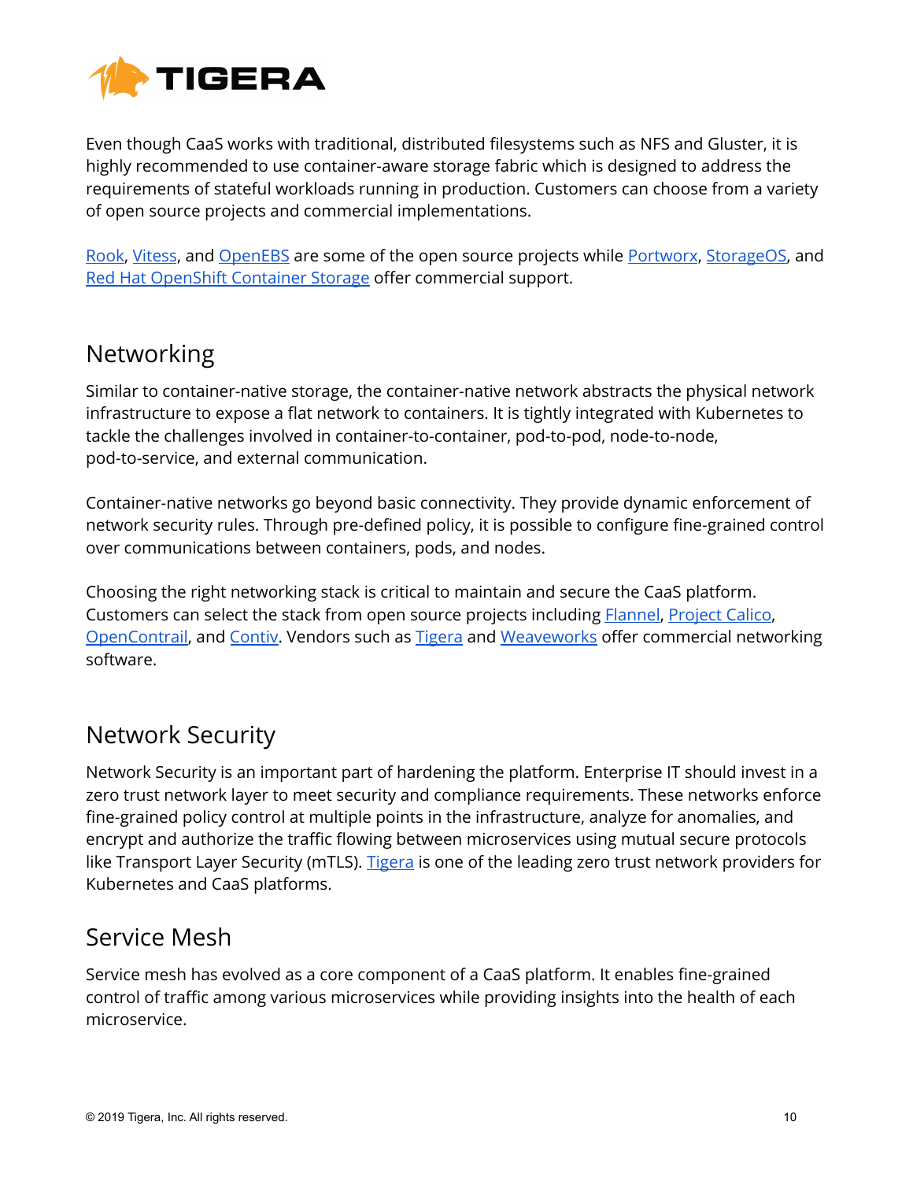Even though CaaS works with traditional, distributed filesystems such as NFS and Gluster, it is highly recommended to use container-aware storage fabric which is designed to address the requirements of stateful workloads running in production. Customers can choose from a variety of open source projects and commercial implementations.

Rook, Vitess, and OpenEBS are some of the open source projects while Portworx, StorageOS, and Red Hat OpenShift Container Storage offer commercial support.

## Networking

Similar to container-native storage, the container-native network abstracts the physical network infrastructure to expose a flat network to containers. It is tightly integrated with Kubernetes to tackle the challenges involved in container-to-container, pod-to-pod, node-to-node, pod-to-service, and external communication.

Container-native networks go beyond basic connectivity. They provide dynamic enforcement of network security rules. Through pre-defined policy, it is possible to configure fine-grained control over communications between containers, pods, and nodes.

Choosing the right networking stack is critical to maintain and secure the CaaS platform. Customers can select the stack from open source projects including Flannel, Project Calico, OpenContrail, and Contiv. Vendors such as Tigera and Weaveworks offer commercial networking software.

## Network Security

Network Security is an important part of hardening the platform. Enterprise IT should invest in a zero trust network layer to meet security and compliance requirements. These networks enforce fine-grained policy control at multiple points in the infrastructure, analyze for anomalies, and encrypt and authorize the traffic flowing between microservices using mutual secure protocols like Transport Layer Security (mTLS). Tigera is one of the leading zero trust network providers for Kubernetes and CaaS platforms.

## Service Mesh

Service mesh has evolved as a core component of a CaaS platform. It enables fine-grained control of traffic among various microservices while providing insights into the health of each microservice.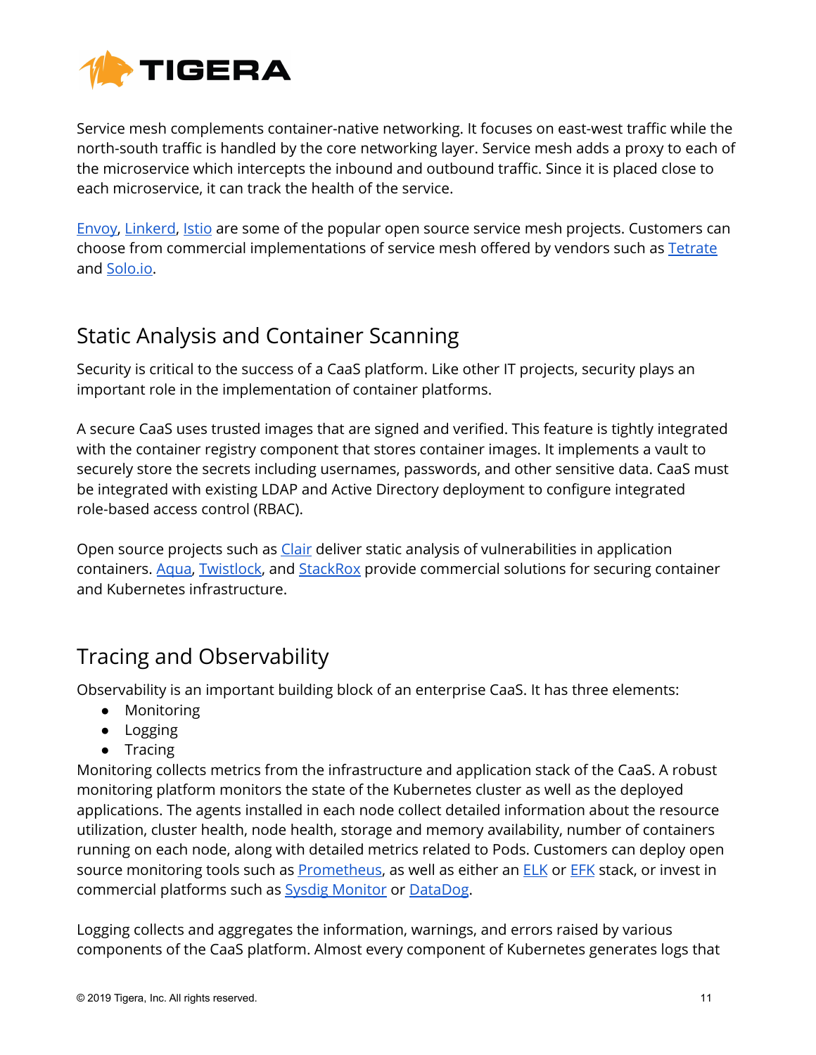Service mesh complements container-native networking. It focuses on east-west traffic while the north-south traffic is handled by the core networking layer. Service mesh adds a proxy to each of the microservice which intercepts the inbound and outbound traffic. Since it is placed close to each microservice, it can track the health of the service.

Envoy, Linkerd, Istio are some of the popular open source service mesh projects. Customers can choose from commercial implementations of service mesh offered by vendors such as Tetrate and Solo.io.

## Static Analysis and Container Scanning

Security is critical to the success of a CaaS platform. Like other IT projects, security plays an important role in the implementation of container platforms.

A secure CaaS uses trusted images that are signed and verified. This feature is tightly integrated with the container registry component that stores container images. It implements a vault to securely store the secrets including usernames, passwords, and other sensitive data. CaaS must be integrated with existing LDAP and Active Directory deployment to configure integrated role-based access control (RBAC).

Open source projects such as Clair deliver static analysis of vulnerabilities in application containers. Aqua, Twistlock, and StackRox provide commercial solutions for securing container and Kubernetes infrastructure.

## Tracing and Observability

Observability is an important building block of an enterprise CaaS. It has three elements:

- Monitoring
- Logging
- Tracing

Monitoring collects metrics from the infrastructure and application stack of the CaaS. A robust monitoring platform monitors the state of the Kubernetes cluster as well as the deployed applications. The agents installed in each node collect detailed information about the resource utilization, cluster health, node health, storage and memory availability, number of containers running on each node, along with detailed metrics related to Pods. Customers can deploy open source monitoring tools such as Prometheus, as well as either an ELK or EFK stack, or invest in commercial platforms such as Sysdig Monitor or DataDog.

Logging collects and aggregates the information, warnings, and errors raised by various components of the CaaS platform. Almost every component of Kubernetes generates logs that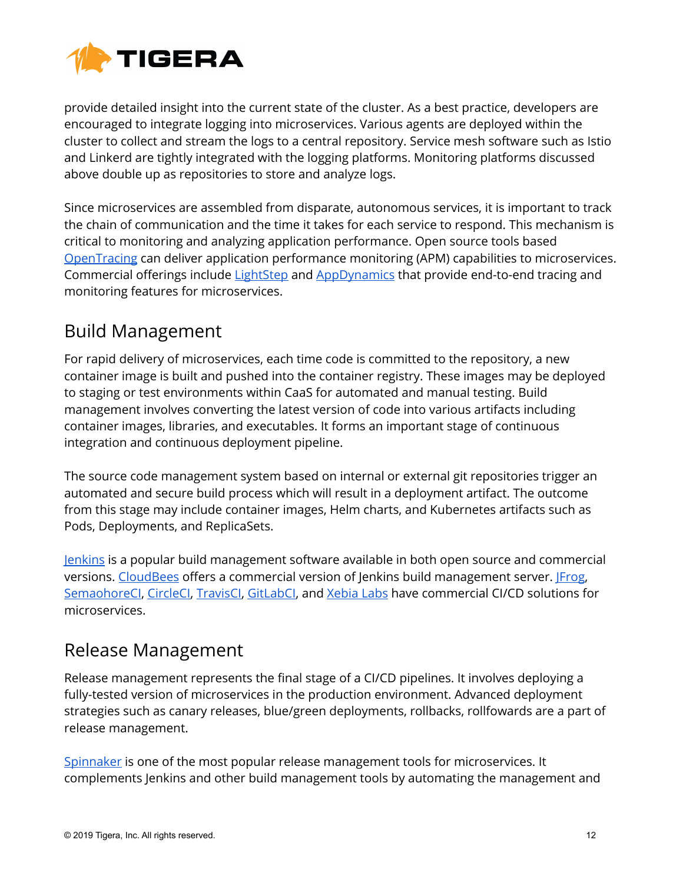provide detailed insight into the current state of the cluster. As a best practice, developers are encouraged to integrate logging into microservices. Various agents are deployed within the cluster to collect and stream the logs to a central repository. Service mesh software such as Istio and Linkerd are tightly integrated with the logging platforms. Monitoring platforms discussed above double up as repositories to store and analyze logs.

Since microservices are assembled from disparate, autonomous services, it is important to track the chain of communication and the time it takes for each service to respond. This mechanism is critical to monitoring and analyzing application performance. Open source tools based OpenTracing can deliver application performance monitoring (APM) capabilities to microservices. Commercial offerings include LightStep and AppDynamics that provide end-to-end tracing and monitoring features for microservices.

## Build Management

For rapid delivery of microservices, each time code is committed to the repository, a new container image is built and pushed into the container registry. These images may be deployed to staging or test environments within CaaS for automated and manual testing. Build management involves converting the latest version of code into various artifacts including container images, libraries, and executables. It forms an important stage of continuous integration and continuous deployment pipeline.

The source code management system based on internal or external git repositories trigger an automated and secure build process which will result in a deployment artifact. The outcome from this stage may include container images, Helm charts, and Kubernetes artifacts such as Pods, Deployments, and ReplicaSets.

Jenkins is a popular build management software available in both open source and commercial versions. CloudBees offers a commercial version of Jenkins build management server. JFrog, SemaohoreCI, CircleCI, TravisCI, GitLabCI, and Xebia Labs have commercial CI/CD solutions for microservices.

## Release Management

Release management represents the final stage of a CI/CD pipelines. It involves deploying a fully-tested version of microservices in the production environment. Advanced deployment strategies such as canary releases, blue/green deployments, rollbacks, rollfowards are a part of release management.

Spinnaker is one of the most popular release management tools for microservices. It complements Jenkins and other build management tools by automating the management and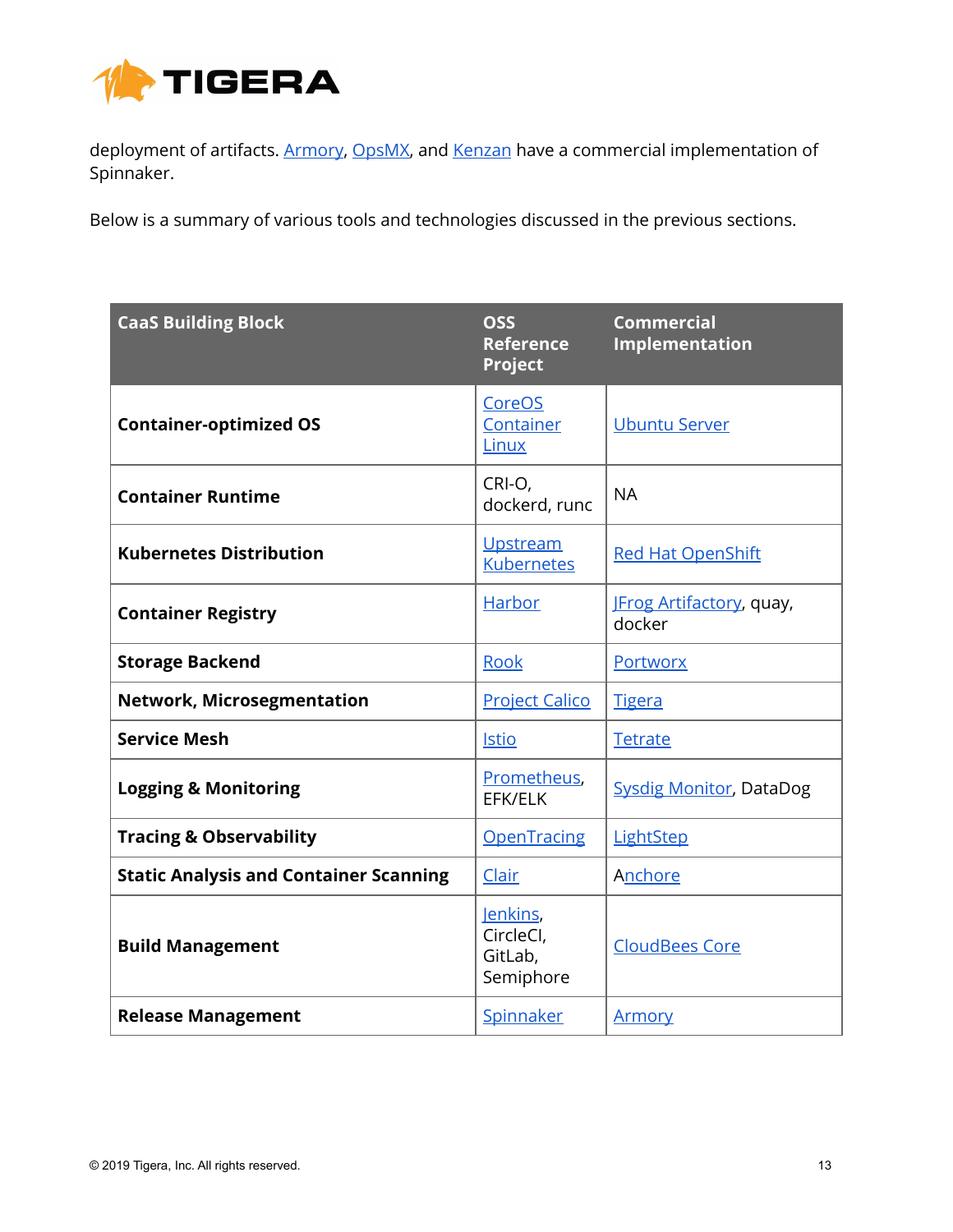deployment of artifacts. Armory, OpsMX, and Kenzan have a commercial implementation of Spinnaker.

Below is a summary of various tools and technologies discussed in the previous sections.

| CaaS Building Block | OSS Reference Project | Commercial Implementation |
|---|---|---|
| **Container-optimized OS** | CoreOS Container Linux | Ubuntu Server |
| **Container Runtime** | CRI-O, dockerd, runc | NA |
| **Kubernetes Distribution** | Upstream Kubernetes | Red Hat OpenShift |
| **Container Registry** | Harbor | JFrog Artifactory, quay, docker |
| **Storage Backend** | Rook | Portworx |
| **Network, Microsegmentation** | Project Calico | Tigera |
| **Service Mesh** | Istio | Tetrate |
| **Logging & Monitoring** | Prometheus, EFK/ELK | Sysdig Monitor, DataDog |
| **Tracing & Observability** | OpenTracing | LightStep |
| **Static Analysis and Container Scanning** | Clair | Anchore |
| **Build Management** | Jenkins, CircleCI, GitLab, Semiphore | CloudBees Core |
| **Release Management** | Spinnaker | Armory |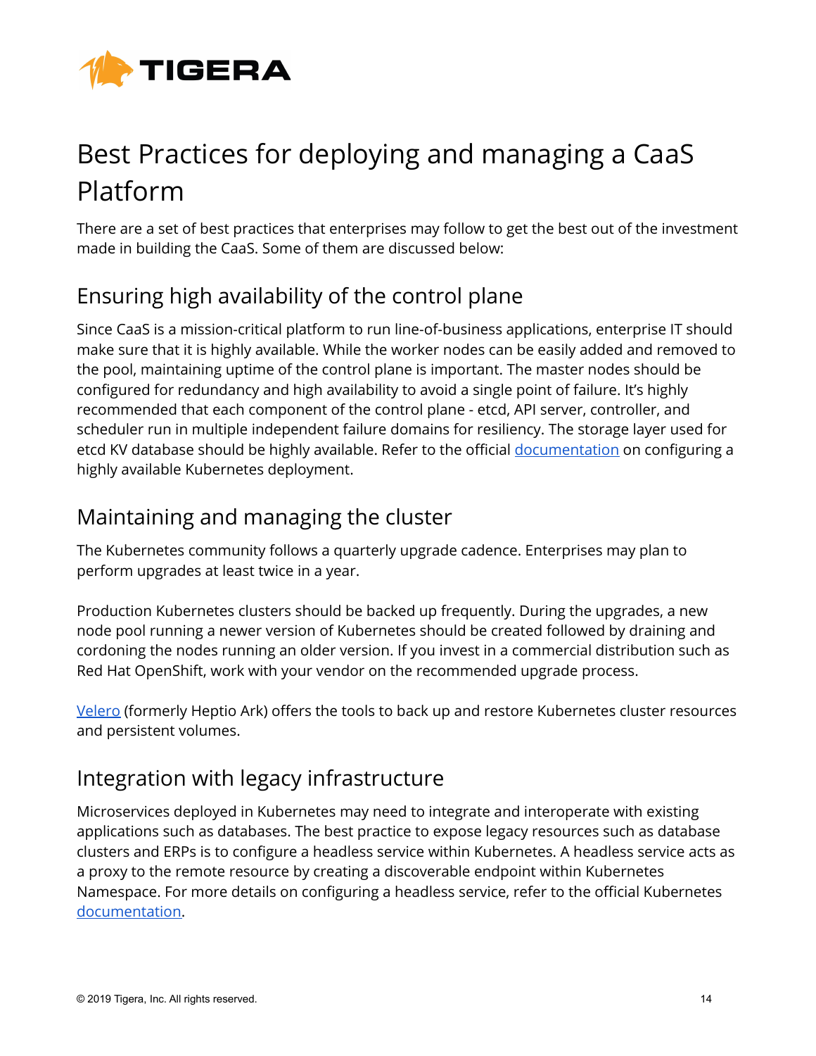# Best Practices for deploying and managing a CaaS Platform

There are a set of best practices that enterprises may follow to get the best out of the investment made in building the CaaS. Some of them are discussed below:

## Ensuring high availability of the control plane

Since CaaS is a mission-critical platform to run line-of-business applications, enterprise IT should make sure that it is highly available. While the worker nodes can be easily added and removed to the pool, maintaining uptime of the control plane is important. The master nodes should be configured for redundancy and high availability to avoid a single point of failure. It's highly recommended that each component of the control plane - etcd, API server, controller, and scheduler run in multiple independent failure domains for resiliency. The storage layer used for etcd KV database should be highly available. Refer to the official documentation on configuring a highly available Kubernetes deployment.

## Maintaining and managing the cluster

The Kubernetes community follows a quarterly upgrade cadence. Enterprises may plan to perform upgrades at least twice in a year.

Production Kubernetes clusters should be backed up frequently. During the upgrades, a new node pool running a newer version of Kubernetes should be created followed by draining and cordoning the nodes running an older version. If you invest in a commercial distribution such as Red Hat OpenShift, work with your vendor on the recommended upgrade process.

Velero (formerly Heptio Ark) offers the tools to back up and restore Kubernetes cluster resources and persistent volumes.

## Integration with legacy infrastructure

Microservices deployed in Kubernetes may need to integrate and interoperate with existing applications such as databases. The best practice to expose legacy resources such as database clusters and ERPs is to configure a headless service within Kubernetes. A headless service acts as a proxy to the remote resource by creating a discoverable endpoint within Kubernetes Namespace. For more details on configuring a headless service, refer to the official Kubernetes documentation.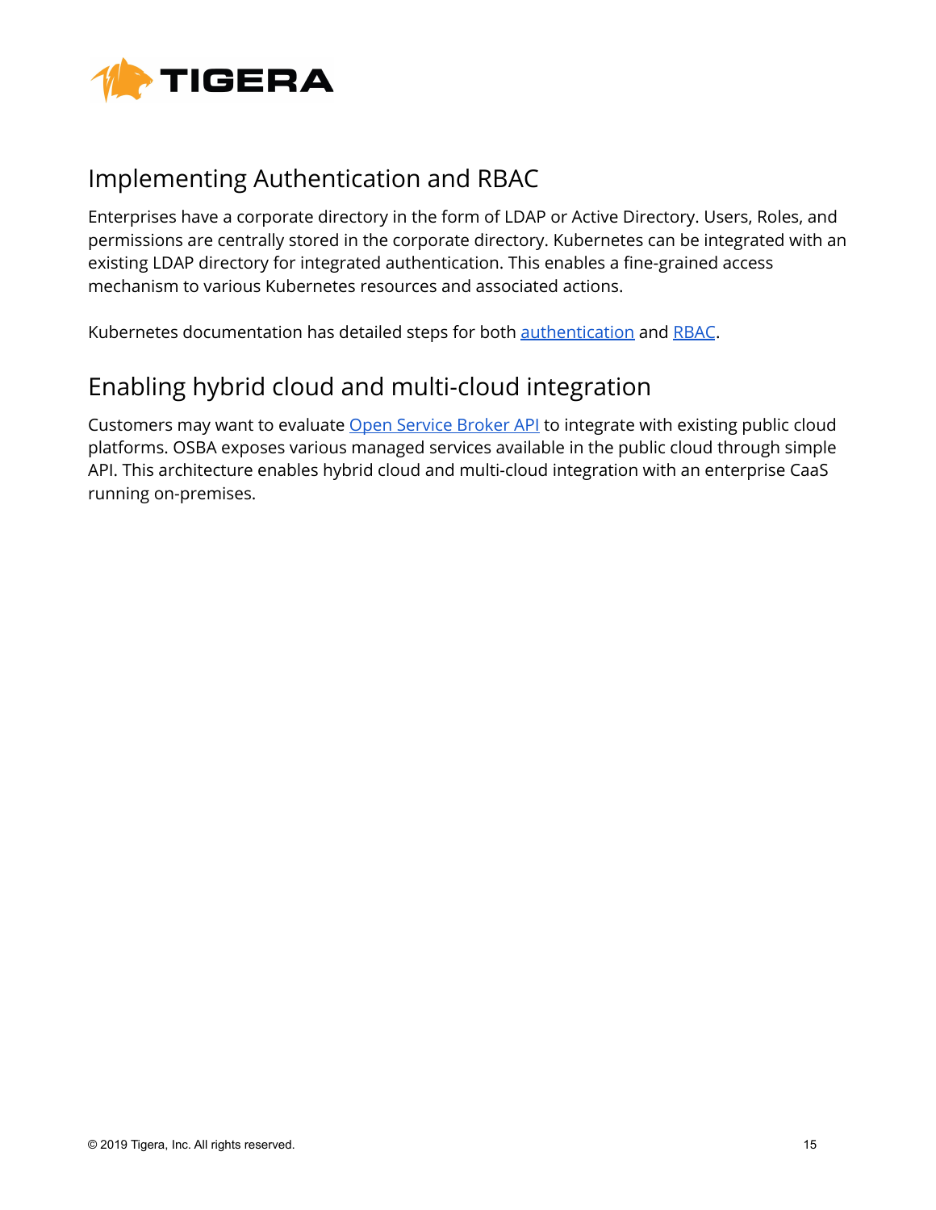## Implementing Authentication and RBAC

Enterprises have a corporate directory in the form of LDAP or Active Directory. Users, Roles, and permissions are centrally stored in the corporate directory. Kubernetes can be integrated with an existing LDAP directory for integrated authentication. This enables a fine-grained access mechanism to various Kubernetes resources and associated actions.

Kubernetes documentation has detailed steps for both authentication and RBAC.

## Enabling hybrid cloud and multi-cloud integration

Customers may want to evaluate Open Service Broker API to integrate with existing public cloud platforms. OSBA exposes various managed services available in the public cloud through simple API. This architecture enables hybrid cloud and multi-cloud integration with an enterprise CaaS running on-premises.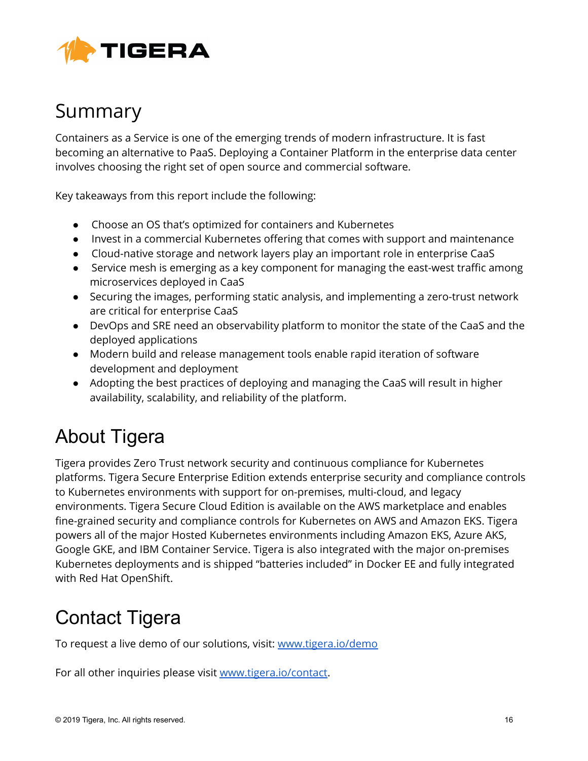## Summary

Containers as a Service is one of the emerging trends of modern infrastructure. It is fast becoming an alternative to PaaS. Deploying a Container Platform in the enterprise data center involves choosing the right set of open source and commercial software.

Key takeaways from this report include the following:

- Choose an OS that's optimized for containers and Kubernetes
- Invest in a commercial Kubernetes offering that comes with support and maintenance
- Cloud-native storage and network layers play an important role in enterprise CaaS
- Service mesh is emerging as a key component for managing the east-west traffic among microservices deployed in CaaS
- Securing the images, performing static analysis, and implementing a zero-trust network are critical for enterprise CaaS
- DevOps and SRE need an observability platform to monitor the state of the CaaS and the deployed applications
- Modern build and release management tools enable rapid iteration of software development and deployment
- Adopting the best practices of deploying and managing the CaaS will result in higher availability, scalability, and reliability of the platform.

## About Tigera

Tigera provides Zero Trust network security and continuous compliance for Kubernetes platforms. Tigera Secure Enterprise Edition extends enterprise security and compliance controls to Kubernetes environments with support for on-premises, multi-cloud, and legacy environments. Tigera Secure Cloud Edition is available on the AWS marketplace and enables fine-grained security and compliance controls for Kubernetes on AWS and Amazon EKS. Tigera powers all of the major Hosted Kubernetes environments including Amazon EKS, Azure AKS, Google GKE, and IBM Container Service. Tigera is also integrated with the major on-premises Kubernetes deployments and is shipped "batteries included" in Docker EE and fully integrated with Red Hat OpenShift.

## Contact Tigera

To request a live demo of our solutions, visit: [www.tigera.io/demo](http://www.tigera.io/demo)

For all other inquiries please visit [www.tigera.io/contact](http://www.tigera.io/contact).

© 2019 Tigera, Inc. All rights reserved.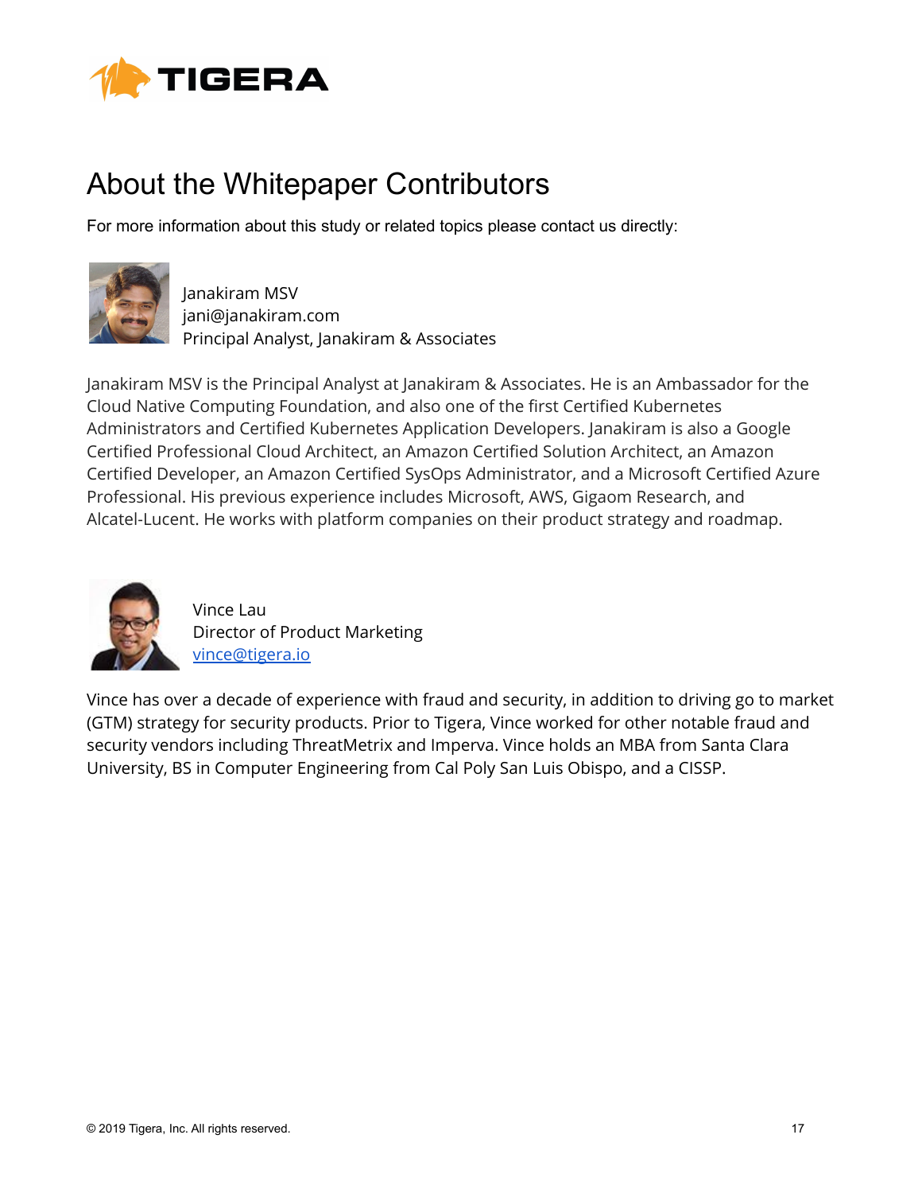# About the Whitepaper Contributors

For more information about this study or related topics please contact us directly:

Janakiram MSV
jani@janakiram.com
Principal Analyst, Janakiram & Associates

Janakiram MSV is the Principal Analyst at Janakiram & Associates. He is an Ambassador for the Cloud Native Computing Foundation, and also one of the first Certified Kubernetes Administrators and Certified Kubernetes Application Developers. Janakiram is also a Google Certified Professional Cloud Architect, an Amazon Certified Solution Architect, an Amazon Certified Developer, an Amazon Certified SysOps Administrator, and a Microsoft Certified Azure Professional. His previous experience includes Microsoft, AWS, Gigaom Research, and Alcatel-Lucent. He works with platform companies on their product strategy and roadmap.

Vince Lau
Director of Product Marketing
vince@tigera.io

Vince has over a decade of experience with fraud and security, in addition to driving go to market (GTM) strategy for security products. Prior to Tigera, Vince worked for other notable fraud and security vendors including ThreatMetrix and Imperva. Vince holds an MBA from Santa Clara University, BS in Computer Engineering from Cal Poly San Luis Obispo, and a CISSP.

© 2019 Tigera, Inc. All rights reserved.